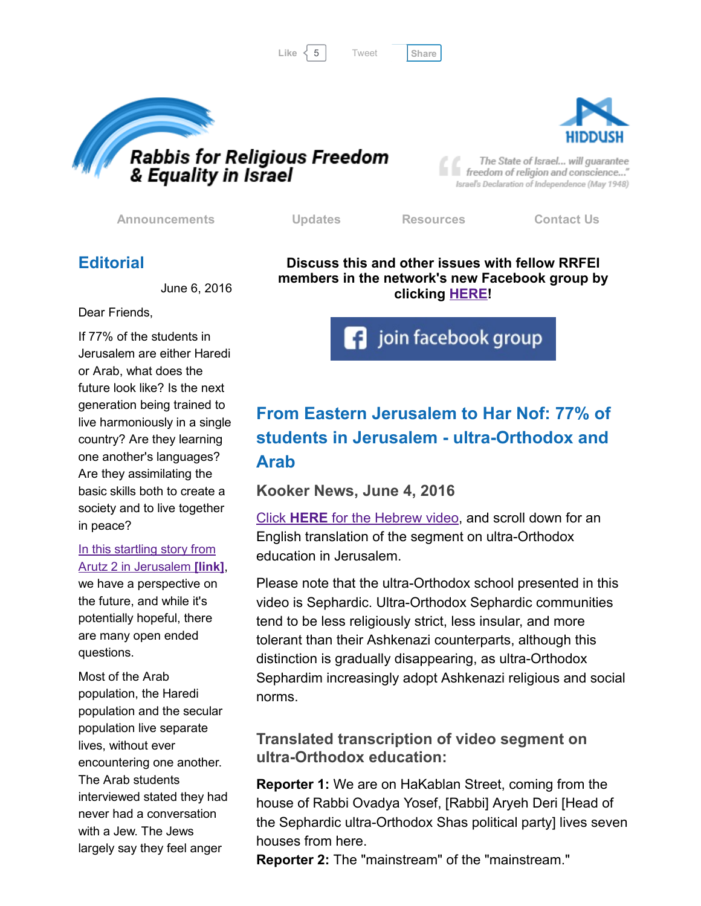Like 5 Tweet Share

# Rabbis for Religious Freedom & Equality in Israel

HIDDUSH

"The State of Israel... will guarantee freedom of religion and conscience..." Israel's Declaration of Independence (May 1948)

Announcements Updates Resources Contact Us

## Editorial

June 6, 2016

Dear Friends,

If 77% of the students in Jerusalem are either Haredi or Arab, what does the future look like? Is the next generation being trained to live harmoniously in a single country? Are they learning one another's languages? Are they assimilating the basic skills both to create a society and to live together in peace?

In this startling story from Arutz 2 in Jerusalem **[link]**, we have a perspective on the future, and while it's potentially hopeful, there are many open ended questions.

Most of the Arab population, the Haredi population and the secular population live separate lives, without ever encountering one another. The Arab students interviewed stated they had never had a conversation with a Jew. The Jews largely say they feel anger

**Discuss this and other issues with fellow RRFEI members in the network's new Facebook group by clicking HERE!**

join facebook group

## From Eastern Jerusalem to Har Nof: 77% of students in Jerusalem - ultra-Orthodox and Arab

### Kooker News, June 4, 2016

Click **HERE** for the Hebrew video, and scroll down for an English translation of the segment on ultra-Orthodox education in Jerusalem.

Please note that the ultra-Orthodox school presented in this video is Sephardic. Ultra-Orthodox Sephardic communities tend to be less religiously strict, less insular, and more tolerant than their Ashkenazi counterparts, although this distinction is gradually disappearing, as ultra-Orthodox Sephardim increasingly adopt Ashkenazi religious and social norms.

### Translated transcription of video segment on ultra-Orthodox education:

**Reporter 1:** We are on HaKablan Street, coming from the house of Rabbi Ovadya Yosef, [Rabbi] Aryeh Deri [Head of the Sephardic ultra-Orthodox Shas political party] lives seven houses from here.
**Reporter 2:** The "mainstream" of the "mainstream."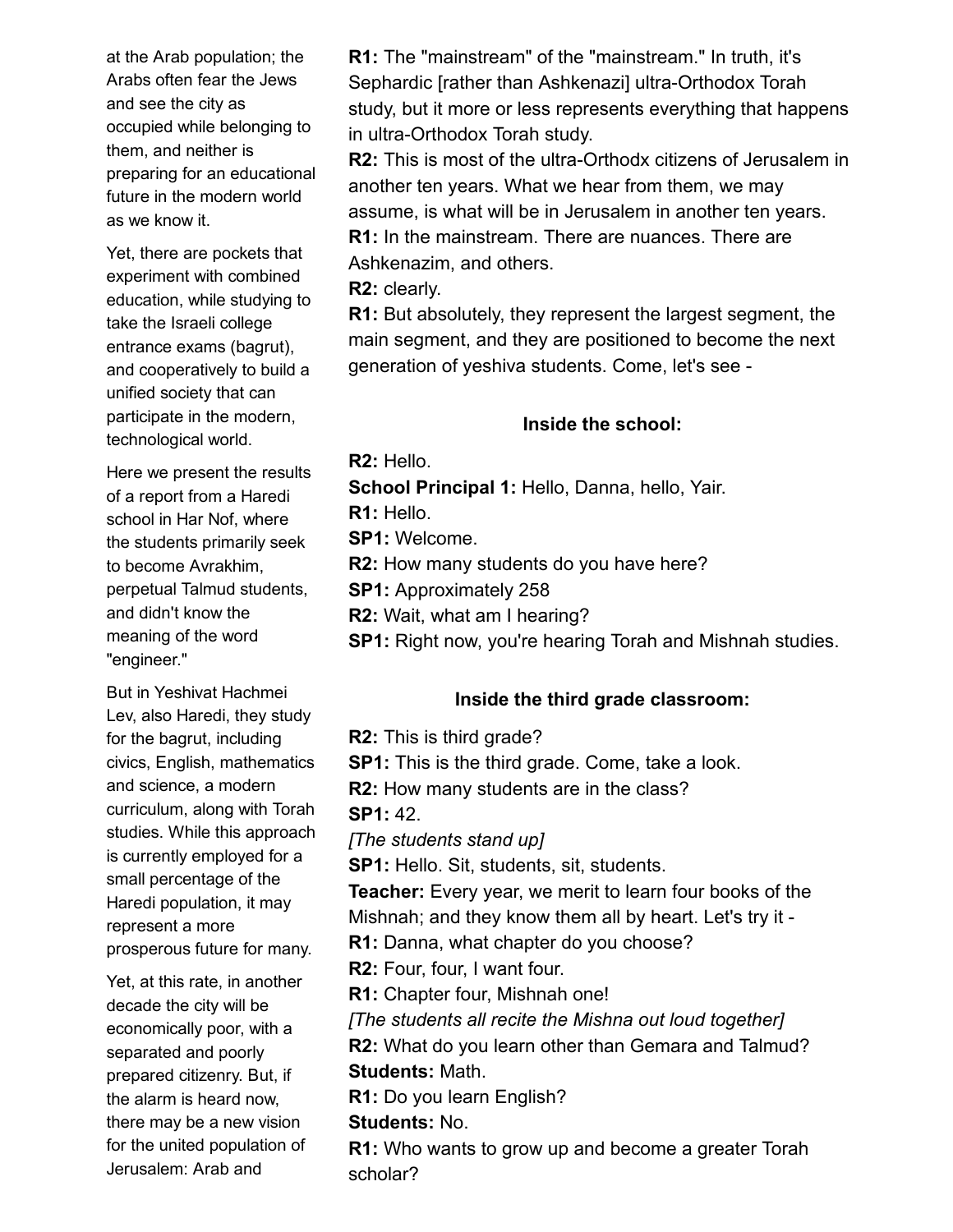at the Arab population; the Arabs often fear the Jews and see the city as occupied while belonging to them, and neither is preparing for an educational future in the modern world as we know it.

Yet, there are pockets that experiment with combined education, while studying to take the Israeli college entrance exams (bagrut), and cooperatively to build a unified society that can participate in the modern, technological world.

Here we present the results of a report from a Haredi school in Har Nof, where the students primarily seek to become Avrakhim, perpetual Talmud students, and didn't know the meaning of the word "engineer."

But in Yeshivat Hachmei Lev, also Haredi, they study for the bagrut, including civics, English, mathematics and science, a modern curriculum, along with Torah studies. While this approach is currently employed for a small percentage of the Haredi population, it may represent a more prosperous future for many.

Yet, at this rate, in another decade the city will be economically poor, with a separated and poorly prepared citizenry. But, if the alarm is heard now, there may be a new vision for the united population of Jerusalem: Arab and

**R1:** The "mainstream" of the "mainstream." In truth, it's Sephardic [rather than Ashkenazi] ultra-Orthodox Torah study, but it more or less represents everything that happens in ultra-Orthodox Torah study.
**R2:** This is most of the ultra-Orthodx citizens of Jerusalem in another ten years. What we hear from them, we may assume, is what will be in Jerusalem in another ten years.
**R1:** In the mainstream. There are nuances. There are Ashkenazim, and others.
**R2:** clearly.
**R1:** But absolutely, they represent the largest segment, the main segment, and they are positioned to become the next generation of yeshiva students. Come, let's see -

**Inside the school:**

**R2:** Hello.
**School Principal 1:** Hello, Danna, hello, Yair.
**R1:** Hello.
**SP1:** Welcome.
**R2:** How many students do you have here?
**SP1:** Approximately 258
**R2:** Wait, what am I hearing?
**SP1:** Right now, you're hearing Torah and Mishnah studies.

**Inside the third grade classroom:**

**R2:** This is third grade?
**SP1:** This is the third grade. Come, take a look.
**R2:** How many students are in the class?
**SP1:** 42.
*[The students stand up]*
**SP1:** Hello. Sit, students, sit, students.
**Teacher:** Every year, we merit to learn four books of the Mishnah; and they know them all by heart. Let's try it -
**R1:** Danna, what chapter do you choose?
**R2:** Four, four, I want four.
**R1:** Chapter four, Mishnah one!
*[The students all recite the Mishna out loud together]*
**R2:** What do you learn other than Gemara and Talmud?
**Students:** Math.
**R1:** Do you learn English?
**Students:** No.
**R1:** Who wants to grow up and become a greater Torah scholar?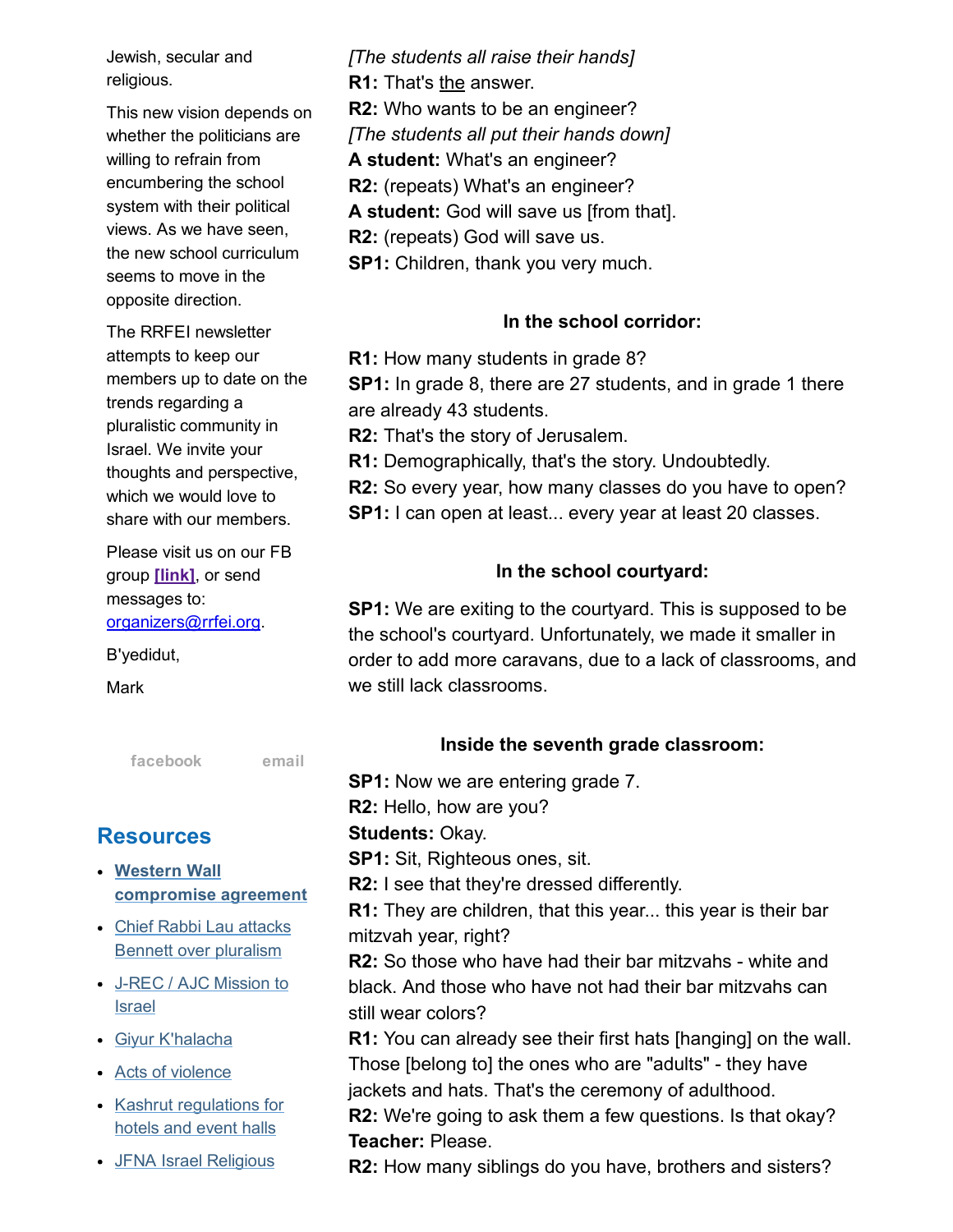Jewish, secular and religious.

This new vision depends on whether the politicians are willing to refrain from encumbering the school system with their political views. As we have seen, the new school curriculum seems to move in the opposite direction.

The RRFEI newsletter attempts to keep our members up to date on the trends regarding a pluralistic community in Israel. We invite your thoughts and perspective, which we would love to share with our members.

Please visit us on our FB group **[link]**, or send messages to: organizers@rrfei.org.

B'yedidut,

Mark

facebook email

## Resources

- **Western Wall compromise agreement**
- Chief Rabbi Lau attacks Bennett over pluralism
- J-REC / AJC Mission to Israel
- Giyur K'halacha
- Acts of violence
- Kashrut regulations for hotels and event halls
- JFNA Israel Religious

*[The students all raise their hands]*
**R1:** That's the answer.
**R2:** Who wants to be an engineer?
*[The students all put their hands down]*
**A student:** What's an engineer?
**R2:** (repeats) What's an engineer?
**A student:** God will save us [from that].
**R2:** (repeats) God will save us.
**SP1:** Children, thank you very much.

**In the school corridor:**

**R1:** How many students in grade 8?
**SP1:** In grade 8, there are 27 students, and in grade 1 there are already 43 students.
**R2:** That's the story of Jerusalem.
**R1:** Demographically, that's the story. Undoubtedly.
**R2:** So every year, how many classes do you have to open?
**SP1:** I can open at least... every year at least 20 classes.

**In the school courtyard:**

**SP1:** We are exiting to the courtyard. This is supposed to be the school's courtyard. Unfortunately, we made it smaller in order to add more caravans, due to a lack of classrooms, and we still lack classrooms.

**Inside the seventh grade classroom:**

**SP1:** Now we are entering grade 7.
**R2:** Hello, how are you?
**Students:** Okay.
**SP1:** Sit, Righteous ones, sit.
**R2:** I see that they're dressed differently.
**R1:** They are children, that this year... this year is their bar mitzvah year, right?
**R2:** So those who have had their bar mitzvahs - white and black. And those who have not had their bar mitzvahs can still wear colors?
**R1:** You can already see their first hats [hanging] on the wall. Those [belong to] the ones who are "adults" - they have jackets and hats. That's the ceremony of adulthood.
**R2:** We're going to ask them a few questions. Is that okay?
**Teacher:** Please.
**R2:** How many siblings do you have, brothers and sisters?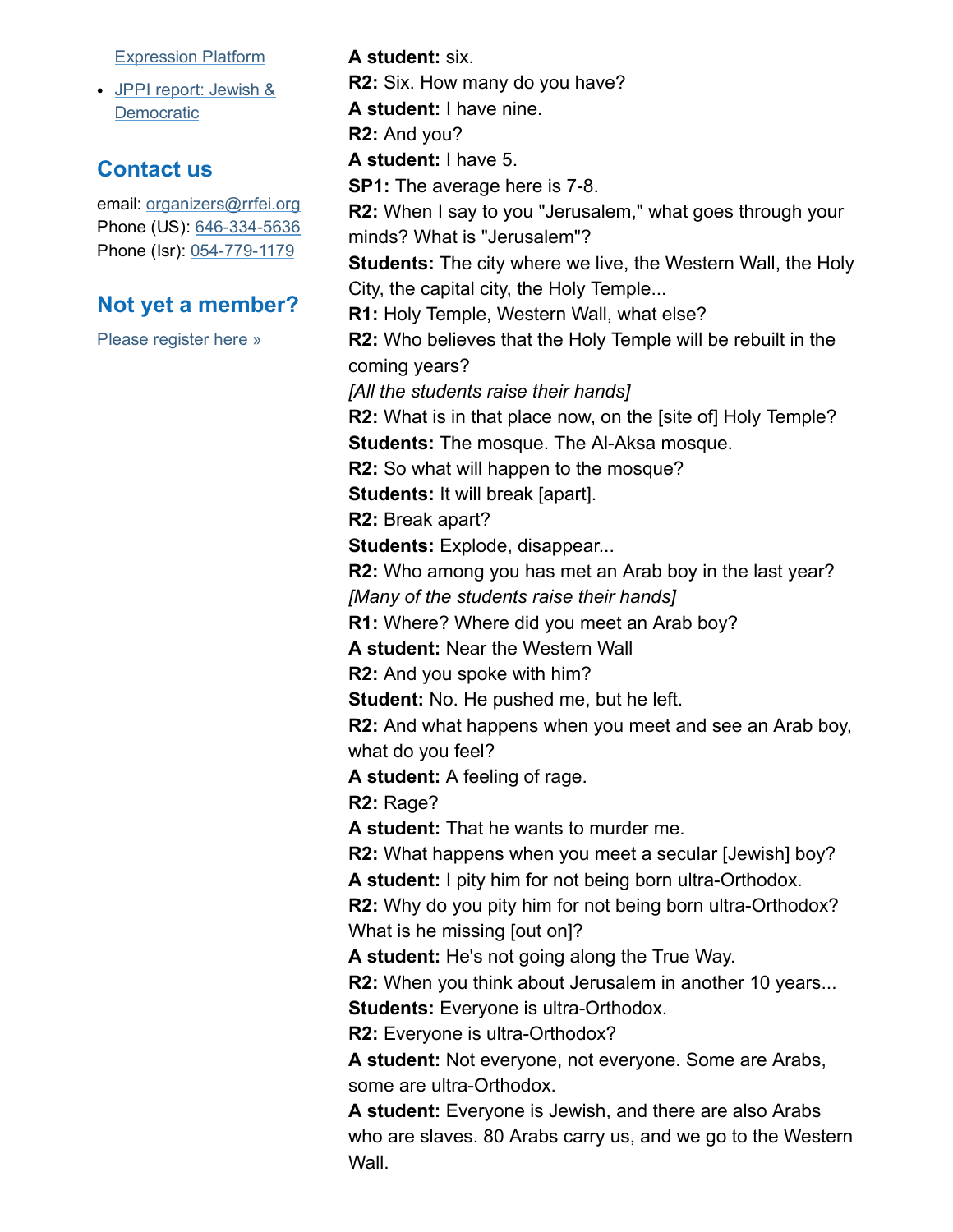- Expression Platform
- JPPI report: Jewish & Democratic

## Contact us

email: organizers@rrfei.org
Phone (US): 646-334-5636
Phone (Isr): 054-779-1179

## Not yet a member?

Please register here »

**A student:** six.
**R2:** Six. How many do you have?
**A student:** I have nine.
**R2:** And you?
**A student:** I have 5.
**SP1:** The average here is 7-8.
**R2:** When I say to you "Jerusalem," what goes through your minds? What is "Jerusalem"?
**Students:** The city where we live, the Western Wall, the Holy City, the capital city, the Holy Temple...
**R1:** Holy Temple, Western Wall, what else?
**R2:** Who believes that the Holy Temple will be rebuilt in the coming years?
*[All the students raise their hands]*
**R2:** What is in that place now, on the [site of] Holy Temple?
**Students:** The mosque. The Al-Aksa mosque.
**R2:** So what will happen to the mosque?
**Students:** It will break [apart].
**R2:** Break apart?
**Students:** Explode, disappear...
**R2:** Who among you has met an Arab boy in the last year?
*[Many of the students raise their hands]*
**R1:** Where? Where did you meet an Arab boy?
**A student:** Near the Western Wall
**R2:** And you spoke with him?
**Student:** No. He pushed me, but he left.
**R2:** And what happens when you meet and see an Arab boy, what do you feel?
**A student:** A feeling of rage.
**R2:** Rage?
**A student:** That he wants to murder me.
**R2:** What happens when you meet a secular [Jewish] boy?
**A student:** I pity him for not being born ultra-Orthodox.
**R2:** Why do you pity him for not being born ultra-Orthodox? What is he missing [out on]?
**A student:** He's not going along the True Way.
**R2:** When you think about Jerusalem in another 10 years...
**Students:** Everyone is ultra-Orthodox.
**R2:** Everyone is ultra-Orthodox?
**A student:** Not everyone, not everyone. Some are Arabs, some are ultra-Orthodox.
**A student:** Everyone is Jewish, and there are also Arabs who are slaves. 80 Arabs carry us, and we go to the Western Wall.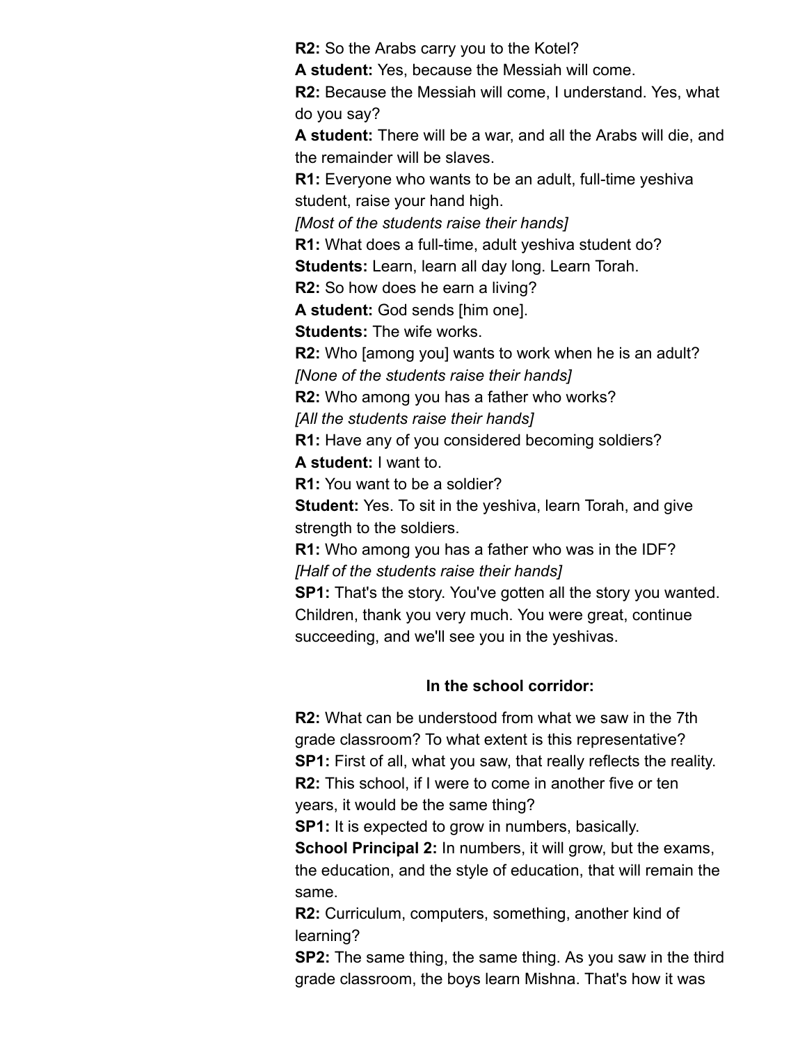**R2:** So the Arabs carry you to the Kotel?

**A student:** Yes, because the Messiah will come.

**R2:** Because the Messiah will come, I understand. Yes, what do you say?

**A student:** There will be a war, and all the Arabs will die, and the remainder will be slaves.

**R1:** Everyone who wants to be an adult, full-time yeshiva student, raise your hand high.

*[Most of the students raise their hands]*

**R1:** What does a full-time, adult yeshiva student do?

**Students:** Learn, learn all day long. Learn Torah.

**R2:** So how does he earn a living?

**A student:** God sends [him one].

**Students:** The wife works.

**R2:** Who [among you] wants to work when he is an adult?

*[None of the students raise their hands]*

**R2:** Who among you has a father who works?

*[All the students raise their hands]*

**R1:** Have any of you considered becoming soldiers?

**A student:** I want to.

**R1:** You want to be a soldier?

**Student:** Yes. To sit in the yeshiva, learn Torah, and give strength to the soldiers.

**R1:** Who among you has a father who was in the IDF?

*[Half of the students raise their hands]*

**SP1:** That's the story. You've gotten all the story you wanted. Children, thank you very much. You were great, continue succeeding, and we'll see you in the yeshivas.

**In the school corridor:**

**R2:** What can be understood from what we saw in the 7th grade classroom? To what extent is this representative?

**SP1:** First of all, what you saw, that really reflects the reality.

**R2:** This school, if I were to come in another five or ten years, it would be the same thing?

**SP1:** It is expected to grow in numbers, basically.

**School Principal 2:** In numbers, it will grow, but the exams, the education, and the style of education, that will remain the same.

**R2:** Curriculum, computers, something, another kind of learning?

**SP2:** The same thing, the same thing. As you saw in the third grade classroom, the boys learn Mishna. That's how it was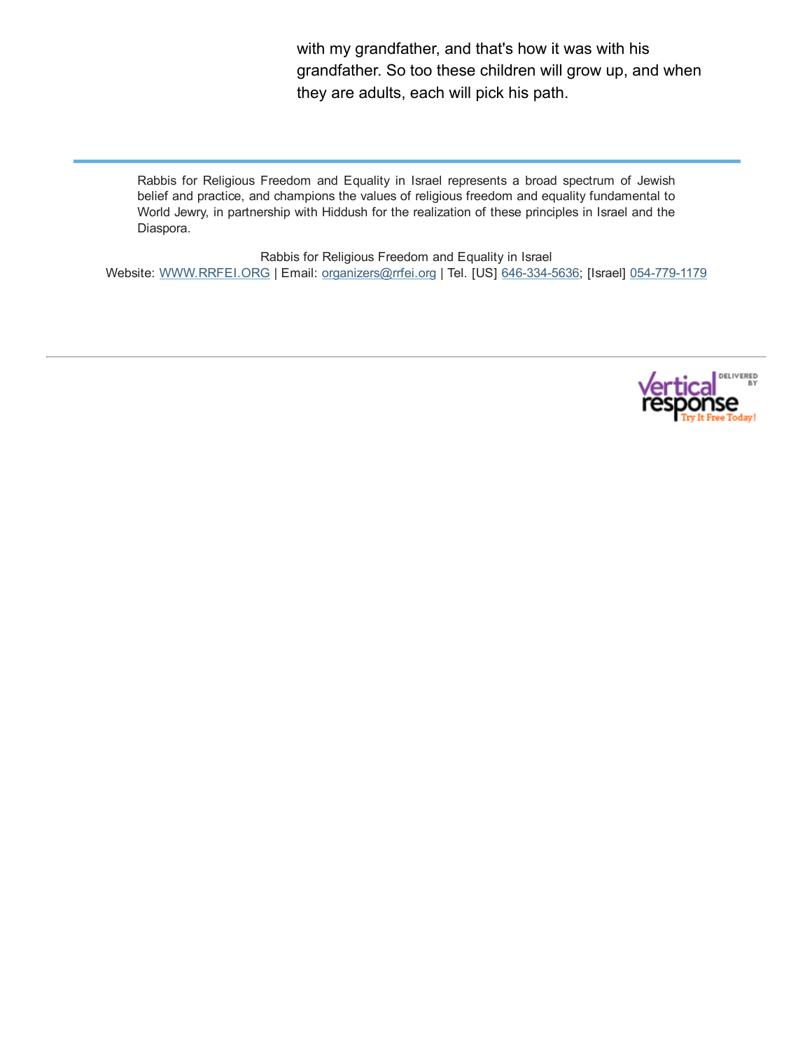with my grandfather, and that's how it was with his grandfather. So too these children will grow up, and when they are adults, each will pick his path.

---

Rabbis for Religious Freedom and Equality in Israel represents a broad spectrum of Jewish belief and practice, and champions the values of religious freedom and equality fundamental to World Jewry, in partnership with Hiddush for the realization of these principles in Israel and the Diaspora.

Rabbis for Religious Freedom and Equality in Israel
Website: WWW.RRFEI.ORG | Email: organizers@rrfei.org | Tel. [US] 646-334-5636; [Israel] 054-779-1179

---

Vertical response DELIVERED BY Try It Free Today!